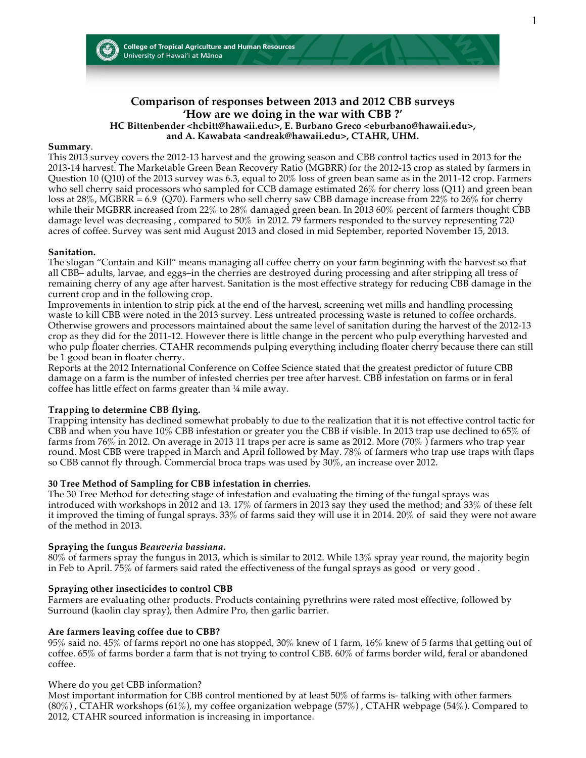College of Tropical Agriculture and Human Resources
University of Hawai'i at Mānoa

# Comparison of responses between 2013 and 2012 CBB surveys
## 'How are we doing in the war with CBB ?'

**HC Bittenbender <hcbitt@hawaii.edu>, E. Burbano Greco <eburbano@hawaii.edu>, and A. Kawabata <andreak@hawaii.edu>, CTAHR, UHM.**

**Summary**.
This 2013 survey covers the 2012-13 harvest and the growing season and CBB control tactics used in 2013 for the 2013-14 harvest. The Marketable Green Bean Recovery Ratio (MGBRR) for the 2012-13 crop as stated by farmers in Question 10 (Q10) of the 2013 survey was 6.3, equal to 20% loss of green bean same as in the 2011-12 crop. Farmers who sell cherry said processors who sampled for CCB damage estimated 26% for cherry loss (Q11) and green bean loss at 28%, MGBRR = 6.9 (Q70). Farmers who sell cherry saw CBB damage increase from 22% to 26% for cherry while their MGBRR increased from 22% to 28% damaged green bean. In 2013 60% percent of farmers thought CBB damage level was decreasing , compared to 50% in 2012. 79 farmers responded to the survey representing 720 acres of coffee. Survey was sent mid August 2013 and closed in mid September, reported November 15, 2013.

**Sanitation.**
The slogan "Contain and Kill" means managing all coffee cherry on your farm beginning with the harvest so that all CBB– adults, larvae, and eggs–in the cherries are destroyed during processing and after stripping all tress of remaining cherry of any age after harvest. Sanitation is the most effective strategy for reducing CBB damage in the current crop and in the following crop.
Improvements in intention to strip pick at the end of the harvest, screening wet mills and handling processing waste to kill CBB were noted in the 2013 survey. Less untreated processing waste is retuned to coffee orchards. Otherwise growers and processors maintained about the same level of sanitation during the harvest of the 2012-13 crop as they did for the 2011-12. However there is little change in the percent who pulp everything harvested and who pulp floater cherries. CTAHR recommends pulping everything including floater cherry because there can still be 1 good bean in floater cherry.
Reports at the 2012 International Conference on Coffee Science stated that the greatest predictor of future CBB damage on a farm is the number of infested cherries per tree after harvest. CBB infestation on farms or in feral coffee has little effect on farms greater than ¼ mile away.

**Trapping to determine CBB flying.**
Trapping intensity has declined somewhat probably to due to the realization that it is not effective control tactic for CBB and when you have 10% CBB infestation or greater you the CBB if visible. In 2013 trap use declined to 65% of farms from 76% in 2012. On average in 2013 11 traps per acre is same as 2012. More (70% ) farmers who trap year round. Most CBB were trapped in March and April followed by May. 78% of farmers who trap use traps with flaps so CBB cannot fly through. Commercial broca traps was used by 30%, an increase over 2012.

**30 Tree Method of Sampling for CBB infestation in cherries.**
The 30 Tree Method for detecting stage of infestation and evaluating the timing of the fungal sprays was introduced with workshops in 2012 and 13. 17% of farmers in 2013 say they used the method; and 33% of these felt it improved the timing of fungal sprays. 33% of farms said they will use it in 2014. 20% of said they were not aware of the method in 2013.

**Spraying the fungus *Beauveria bassiana*.**
80% of farmers spray the fungus in 2013, which is similar to 2012. While 13% spray year round, the majority begin in Feb to April. 75% of farmers said rated the effectiveness of the fungal sprays as good or very good .

**Spraying other insecticides to control CBB**
Farmers are evaluating other products. Products containing pyrethrins were rated most effective, followed by Surround (kaolin clay spray), then Admire Pro, then garlic barrier.

**Are farmers leaving coffee due to CBB?**
95% said no. 45% of farms report no one has stopped, 30% knew of 1 farm, 16% knew of 5 farms that getting out of coffee. 65% of farms border a farm that is not trying to control CBB. 60% of farms border wild, feral or abandoned coffee.

Where do you get CBB information?
Most important information for CBB control mentioned by at least 50% of farms is- talking with other farmers (80%) , CTAHR workshops (61%), my coffee organization webpage (57%) , CTAHR webpage (54%). Compared to 2012, CTAHR sourced information is increasing in importance.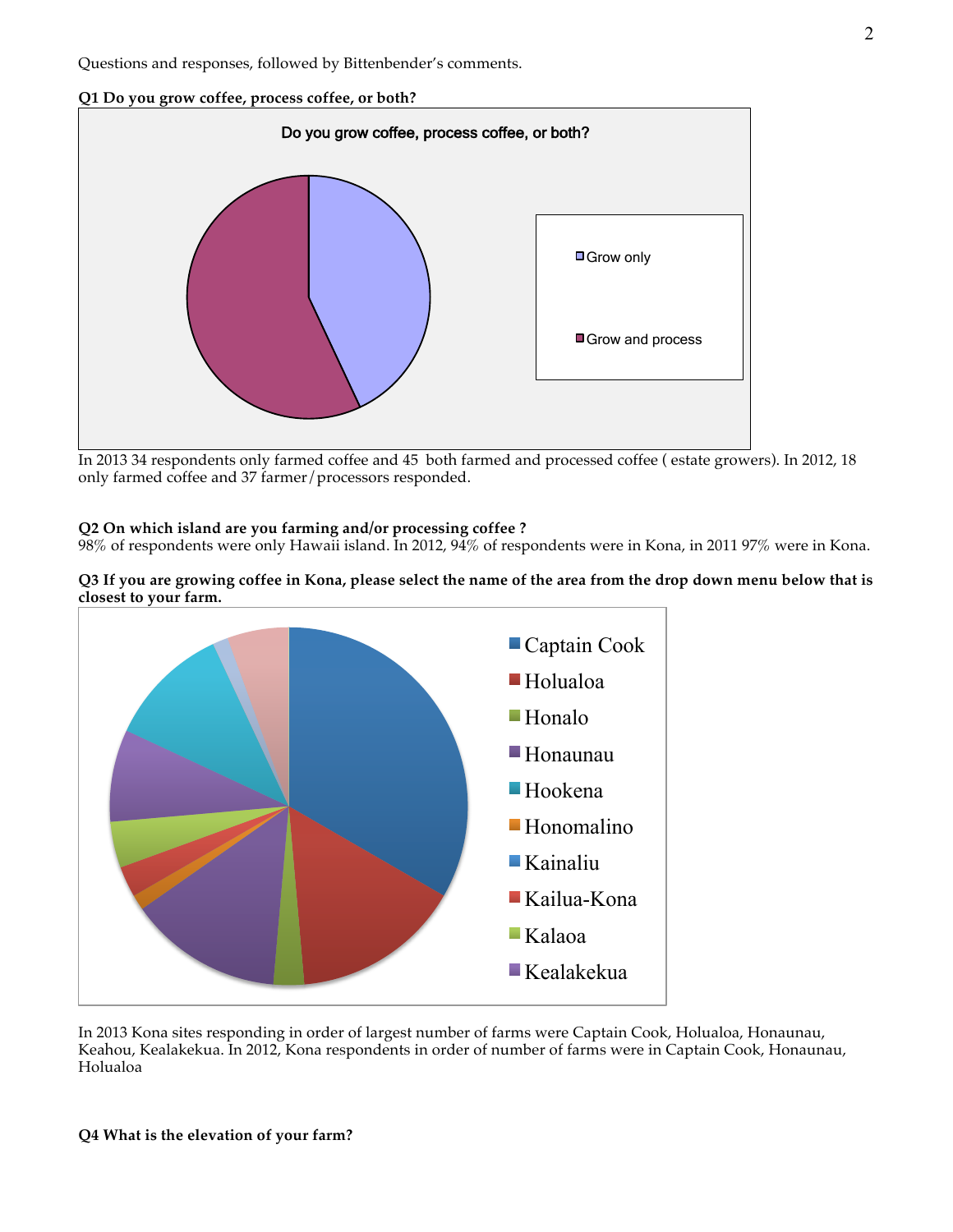Questions and responses, followed by Bittenbender's comments.

**Q1 Do you grow coffee, process coffee, or both?**

Do you grow coffee, process coffee, or both?

- Grow only
- Grow and process

In 2013 34 respondents only farmed coffee and 45 both farmed and processed coffee ( estate growers). In 2012, 18 only farmed coffee and 37 farmer/processors responded.

**Q2 On which island are you farming and/or processing coffee ?**

98% of respondents were only Hawaii island. In 2012, 94% of respondents were in Kona, in 2011 97% were in Kona.

**Q3 If you are growing coffee in Kona, please select the name of the area from the drop down menu below that is closest to your farm.**

- Captain Cook
- Holualoa
- Honalo
- Honaunau
- Hookena
- Honomalino
- Kainaliu
- Kailua-Kona
- Kalaoa
- Kealakekua

In 2013 Kona sites responding in order of largest number of farms were Captain Cook, Holualoa, Honaunau, Keahou, Kealakekua. In 2012, Kona respondents in order of number of farms were in Captain Cook, Honaunau, Holualoa

**Q4 What is the elevation of your farm?**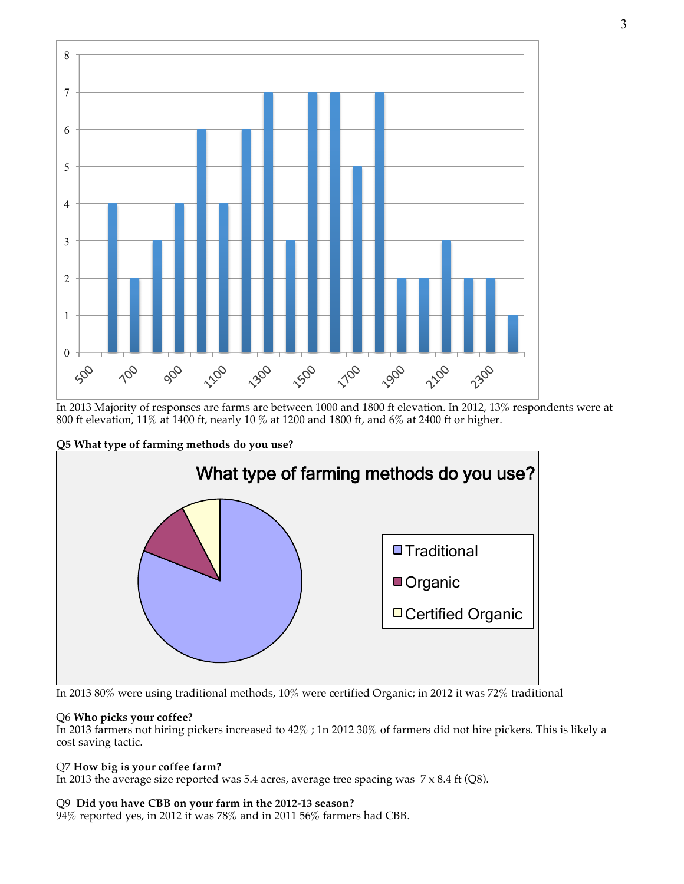In 2013 Majority of responses are farms are between 1000 and 1800 ft elevation. In 2012, 13% respondents were at 800 ft elevation, 11% at 1400 ft, nearly 10 % at 1200 and 1800 ft, and 6% at 2400 ft or higher.

**Q5 What type of farming methods do you use?**

In 2013 80% were using traditional methods, 10% were certified Organic; in 2012 it was 72% traditional

Q6 **Who picks your coffee?**
In 2013 farmers not hiring pickers increased to 42% ; 1n 2012 30% of farmers did not hire pickers. This is likely a cost saving tactic.

Q7 **How big is your coffee farm?**
In 2013 the average size reported was 5.4 acres, average tree spacing was 7 x 8.4 ft (Q8).

Q9 **Did you have CBB on your farm in the 2012-13 season?**
94% reported yes, in 2012 it was 78% and in 2011 56% farmers had CBB.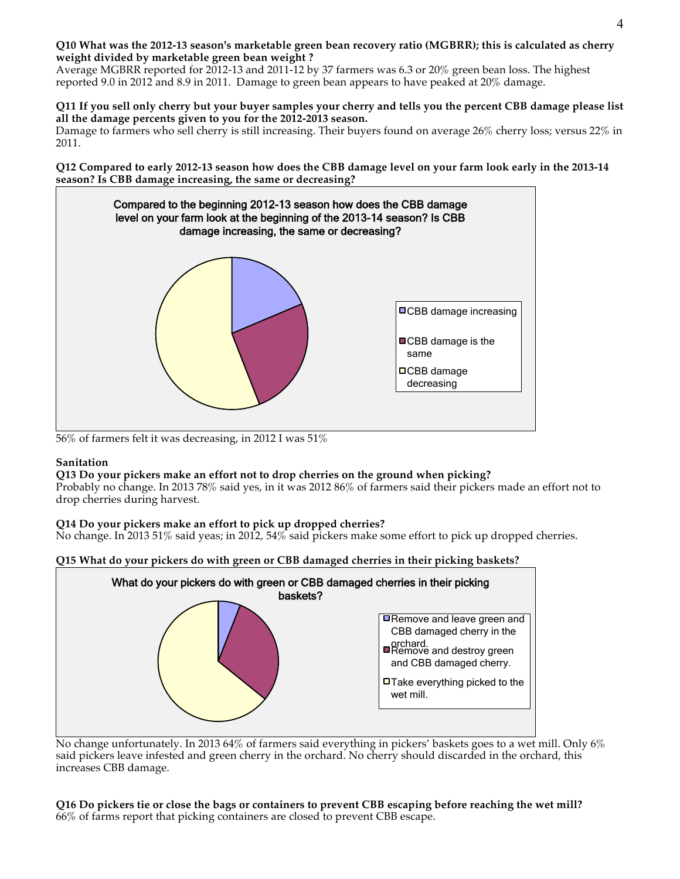**Q10 What was the 2012-13 season's marketable green bean recovery ratio (MGBRR); this is calculated as cherry weight divided by marketable green bean weight ?**

Average MGBRR reported for 2012-13 and 2011-12 by 37 farmers was 6.3 or 20% green bean loss. The highest reported 9.0 in 2012 and 8.9 in 2011. Damage to green bean appears to have peaked at 20% damage.

**Q11 If you sell only cherry but your buyer samples your cherry and tells you the percent CBB damage please list all the damage percents given to you for the 2012-2013 season.**

Damage to farmers who sell cherry is still increasing. Their buyers found on average 26% cherry loss; versus 22% in 2011.

**Q12 Compared to early 2012-13 season how does the CBB damage level on your farm look early in the 2013-14 season? Is CBB damage increasing, the same or decreasing?**

Compared to the beginning 2012-13 season how does the CBB damage level on your farm look at the beginning of the 2013-14 season? Is CBB damage increasing, the same or decreasing?

- CBB damage increasing
- CBB damage is the same
- CBB damage decreasing

56% of farmers felt it was decreasing, in 2012 I was 51%

**Sanitation**

**Q13 Do your pickers make an effort not to drop cherries on the ground when picking?**

Probably no change. In 2013 78% said yes, in it was 2012 86% of farmers said their pickers made an effort not to drop cherries during harvest.

**Q14 Do your pickers make an effort to pick up dropped cherries?**

No change. In 2013 51% said yeas; in 2012, 54% said pickers make some effort to pick up dropped cherries.

**Q15 What do your pickers do with green or CBB damaged cherries in their picking baskets?**

What do your pickers do with green or CBB damaged cherries in their picking baskets?

- Remove and leave green and CBB damaged cherry in the orchard.
- Remove and destroy green and CBB damaged cherry.
- Take everything picked to the wet mill.

No change unfortunately. In 2013 64% of farmers said everything in pickers' baskets goes to a wet mill. Only 6% said pickers leave infested and green cherry in the orchard. No cherry should discarded in the orchard, this increases CBB damage.

**Q16 Do pickers tie or close the bags or containers to prevent CBB escaping before reaching the wet mill?**

66% of farms report that picking containers are closed to prevent CBB escape.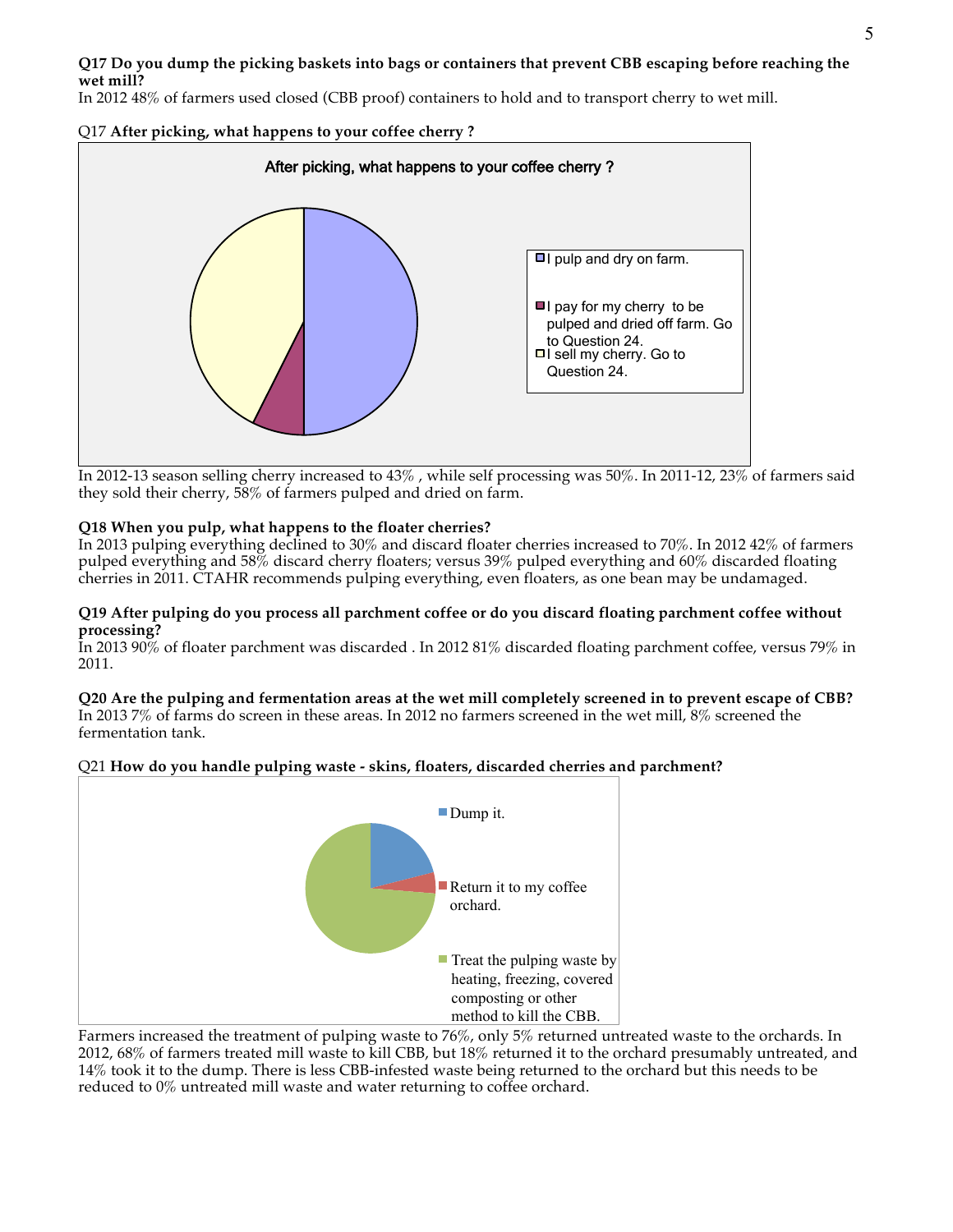**Q17 Do you dump the picking baskets into bags or containers that prevent CBB escaping before reaching the wet mill?**

In 2012 48% of farmers used closed (CBB proof) containers to hold and to transport cherry to wet mill.

Q17 **After picking, what happens to your coffee cherry ?**

After picking, what happens to your coffee cherry ?

- I pulp and dry on farm.
- I pay for my cherry to be pulped and dried off farm. Go to Question 24.
- I sell my cherry. Go to Question 24.

In 2012-13 season selling cherry increased to 43% , while self processing was 50%. In 2011-12, 23% of farmers said they sold their cherry, 58% of farmers pulped and dried on farm.

**Q18 When you pulp, what happens to the floater cherries?**

In 2013 pulping everything declined to 30% and discard floater cherries increased to 70%. In 2012 42% of farmers pulped everything and 58% discard cherry floaters; versus 39% pulped everything and 60% discarded floating cherries in 2011. CTAHR recommends pulping everything, even floaters, as one bean may be undamaged.

**Q19 After pulping do you process all parchment coffee or do you discard floating parchment coffee without processing?**

In 2013 90% of floater parchment was discarded . In 2012 81% discarded floating parchment coffee, versus 79% in 2011.

**Q20 Are the pulping and fermentation areas at the wet mill completely screened in to prevent escape of CBB?**

In 2013 7% of farms do screen in these areas. In 2012 no farmers screened in the wet mill, 8% screened the fermentation tank.

Q21 **How do you handle pulping waste - skins, floaters, discarded cherries and parchment?**

- Dump it.
- Return it to my coffee orchard.
- Treat the pulping waste by heating, freezing, covered composting or other method to kill the CBB.

Farmers increased the treatment of pulping waste to 76%, only 5% returned untreated waste to the orchards. In 2012, 68% of farmers treated mill waste to kill CBB, but 18% returned it to the orchard presumably untreated, and 14% took it to the dump. There is less CBB-infested waste being returned to the orchard but this needs to be reduced to 0% untreated mill waste and water returning to coffee orchard.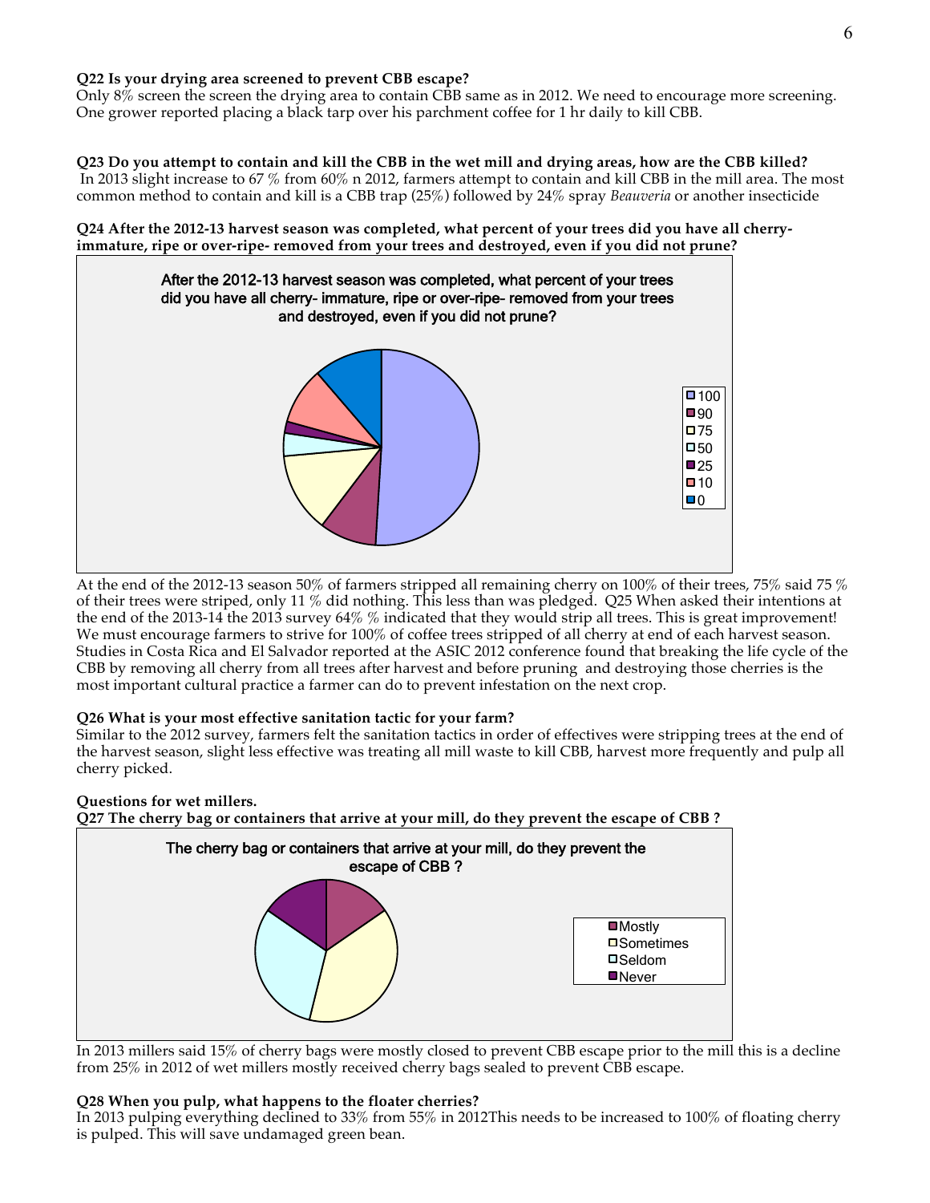**Q22 Is your drying area screened to prevent CBB escape?**
Only 8% screen the screen the drying area to contain CBB same as in 2012. We need to encourage more screening. One grower reported placing a black tarp over his parchment coffee for 1 hr daily to kill CBB.

**Q23 Do you attempt to contain and kill the CBB in the wet mill and drying areas, how are the CBB killed?**
In 2013 slight increase to 67 % from 60% n 2012, farmers attempt to contain and kill CBB in the mill area. The most common method to contain and kill is a CBB trap (25%) followed by 24% spray *Beauveria* or another insecticide

**Q24 After the 2012-13 harvest season was completed, what percent of your trees did you have all cherry-immature, ripe or over-ripe- removed from your trees and destroyed, even if you did not prune?**

After the 2012-13 harvest season was completed, what percent of your trees did you have all cherry- immature, ripe or over-ripe- removed from your trees and destroyed, even if you did not prune?

100, 90, 75, 50, 25, 10, 0

At the end of the 2012-13 season 50% of farmers stripped all remaining cherry on 100% of their trees, 75% said 75 % of their trees were striped, only 11 % did nothing. This less than was pledged. Q25 When asked their intentions at the end of the 2013-14 the 2013 survey 64% % indicated that they would strip all trees. This is great improvement! We must encourage farmers to strive for 100% of coffee trees stripped of all cherry at end of each harvest season. Studies in Costa Rica and El Salvador reported at the ASIC 2012 conference found that breaking the life cycle of the CBB by removing all cherry from all trees after harvest and before pruning and destroying those cherries is the most important cultural practice a farmer can do to prevent infestation on the next crop.

**Q26 What is your most effective sanitation tactic for your farm?**
Similar to the 2012 survey, farmers felt the sanitation tactics in order of effectives were stripping trees at the end of the harvest season, slight less effective was treating all mill waste to kill CBB, harvest more frequently and pulp all cherry picked.

**Questions for wet millers.**
**Q27 The cherry bag or containers that arrive at your mill, do they prevent the escape of CBB ?**

The cherry bag or containers that arrive at your mill, do they prevent the escape of CBB ?

Mostly, Sometimes, Seldom, Never

In 2013 millers said 15% of cherry bags were mostly closed to prevent CBB escape prior to the mill this is a decline from 25% in 2012 of wet millers mostly received cherry bags sealed to prevent CBB escape.

**Q28 When you pulp, what happens to the floater cherries?**
In 2013 pulping everything declined to 33% from 55% in 2012This needs to be increased to 100% of floating cherry is pulped. This will save undamaged green bean.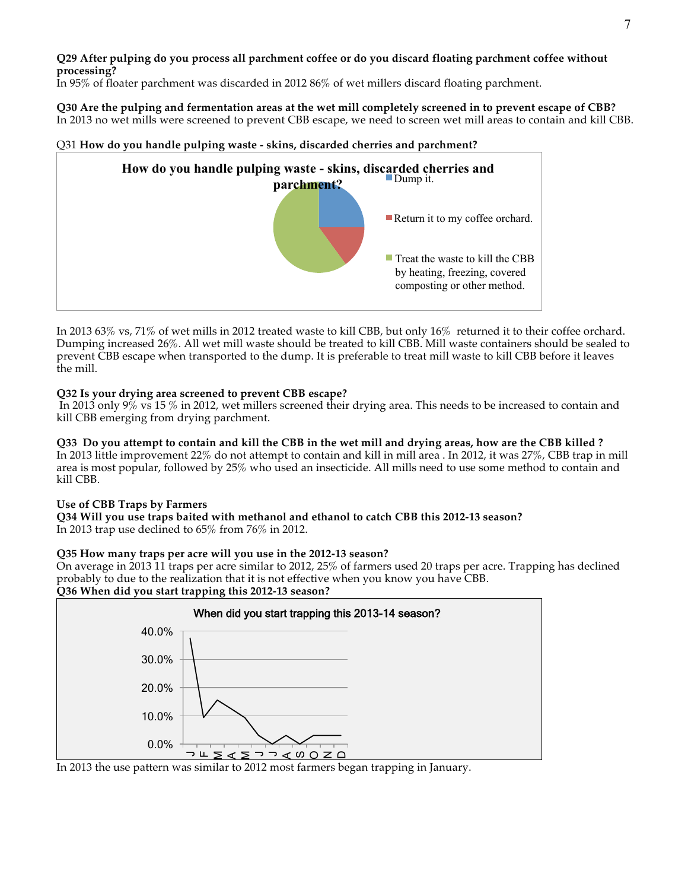**Q29 After pulping do you process all parchment coffee or do you discard floating parchment coffee without processing?**
In 95% of floater parchment was discarded in 2012 86% of wet millers discard floating parchment.

**Q30 Are the pulping and fermentation areas at the wet mill completely screened in to prevent escape of CBB?**
In 2013 no wet mills were screened to prevent CBB escape, we need to screen wet mill areas to contain and kill CBB.

Q31 **How do you handle pulping waste - skins, discarded cherries and parchment?**

**How do you handle pulping waste - skins, discarded cherries and parchment?**

- Dump it.
- Return it to my coffee orchard.
- Treat the waste to kill the CBB by heating, freezing, covered composting or other method.

In 2013 63% vs, 71% of wet mills in 2012 treated waste to kill CBB, but only 16% returned it to their coffee orchard. Dumping increased 26%. All wet mill waste should be treated to kill CBB. Mill waste containers should be sealed to prevent CBB escape when transported to the dump. It is preferable to treat mill waste to kill CBB before it leaves the mill.

**Q32 Is your drying area screened to prevent CBB escape?**
In 2013 only 9% vs 15 % in 2012, wet millers screened their drying area. This needs to be increased to contain and kill CBB emerging from drying parchment.

**Q33 Do you attempt to contain and kill the CBB in the wet mill and drying areas, how are the CBB killed ?**
In 2013 little improvement 22% do not attempt to contain and kill in mill area . In 2012, it was 27%, CBB trap in mill area is most popular, followed by 25% who used an insecticide. All mills need to use some method to contain and kill CBB.

**Use of CBB Traps by Farmers**
**Q34 Will you use traps baited with methanol and ethanol to catch CBB this 2012-13 season?**
In 2013 trap use declined to 65% from 76% in 2012.

**Q35 How many traps per acre will you use in the 2012-13 season?**
On average in 2013 11 traps per acre similar to 2012, 25% of farmers used 20 traps per acre. Trapping has declined probably to due to the realization that it is not effective when you know you have CBB.

**Q36 When did you start trapping this 2012-13 season?**

When did you start trapping this 2013-14 season?

In 2013 the use pattern was similar to 2012 most farmers began trapping in January.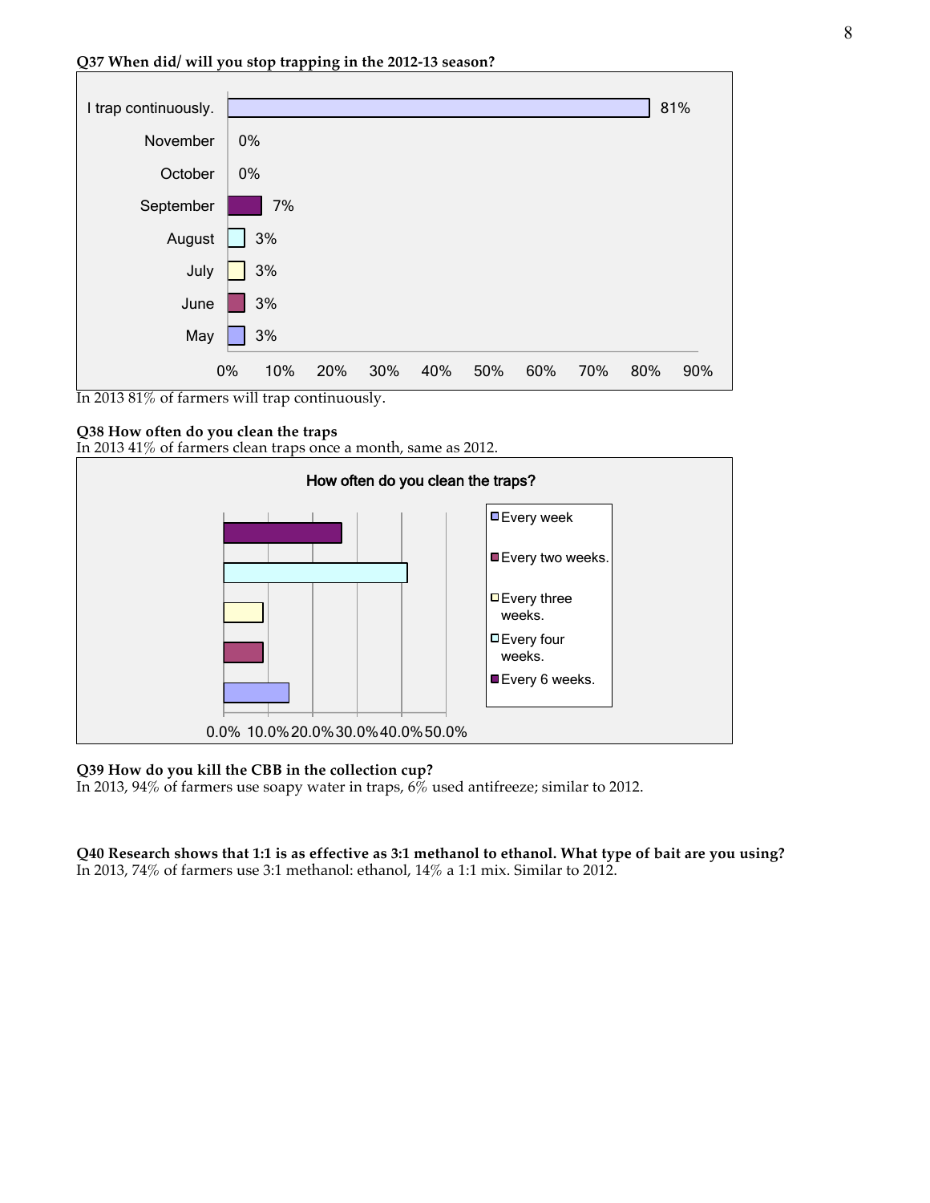**Q37 When did/ will you stop trapping in the 2012-13 season?**

| Response | Percent |
|---|---|
| I trap continuously. | 81% |
| November | 0% |
| October | 0% |
| September | 7% |
| August | 3% |
| July | 3% |
| June | 3% |
| May | 3% |

In 2013 81% of farmers will trap continuously.

**Q38 How often do you clean the traps**

In 2013 41% of farmers clean traps once a month, same as 2012.

How often do you clean the traps?

Legend: Every week; Every two weeks.; Every three weeks.; Every four weeks.; Every 6 weeks.

**Q39 How do you kill the CBB in the collection cup?**

In 2013, 94% of farmers use soapy water in traps, 6% used antifreeze; similar to 2012.

**Q40 Research shows that 1:1 is as effective as 3:1 methanol to ethanol. What type of bait are you using?**

In 2013, 74% of farmers use 3:1 methanol: ethanol, 14% a 1:1 mix. Similar to 2012.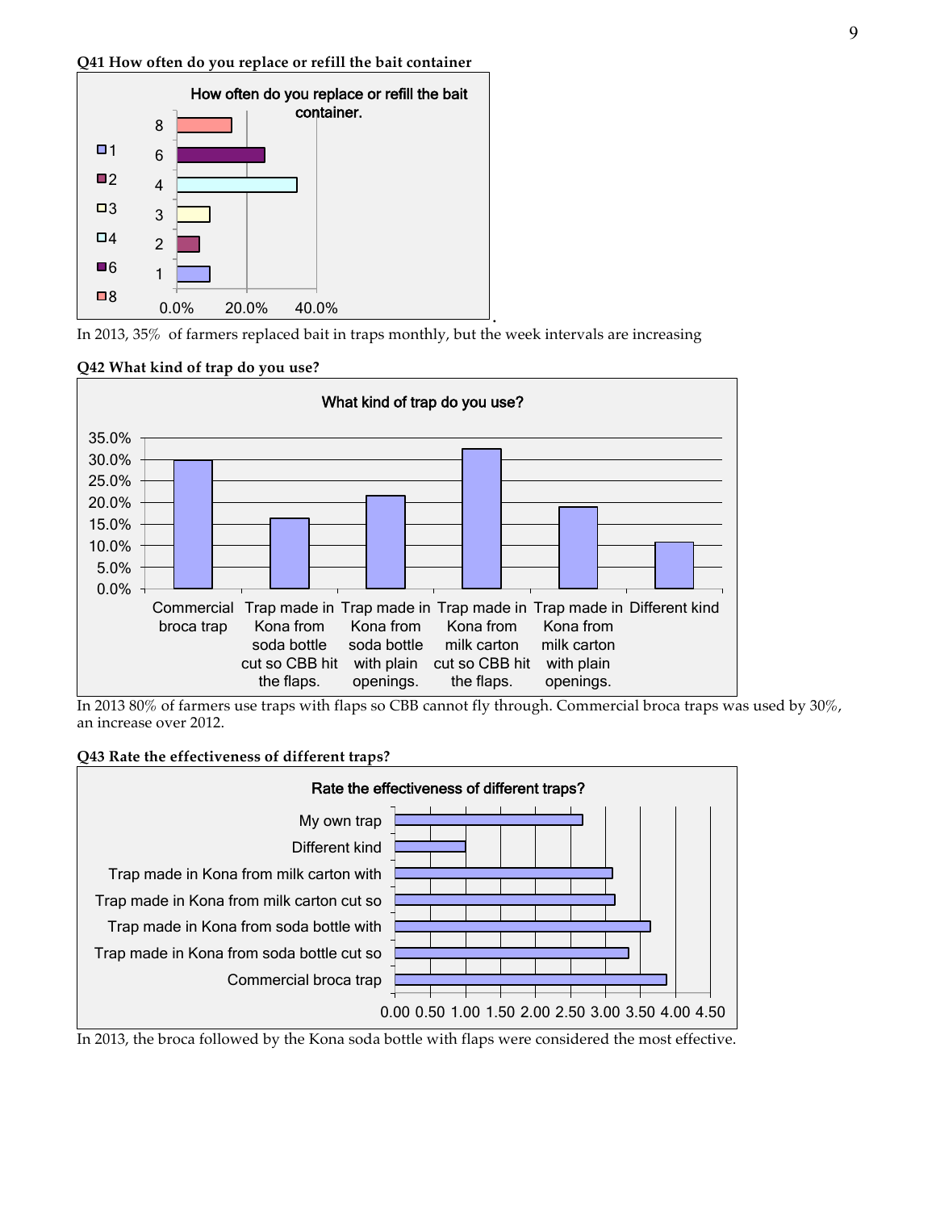**Q41 How often do you replace or refill the bait container**

In 2013, 35% of farmers replaced bait in traps monthly, but the week intervals are increasing

**Q42 What kind of trap do you use?**

In 2013 80% of farmers use traps with flaps so CBB cannot fly through. Commercial broca traps was used by 30%, an increase over 2012.

**Q43 Rate the effectiveness of different traps?**

In 2013, the broca followed by the Kona soda bottle with flaps were considered the most effective.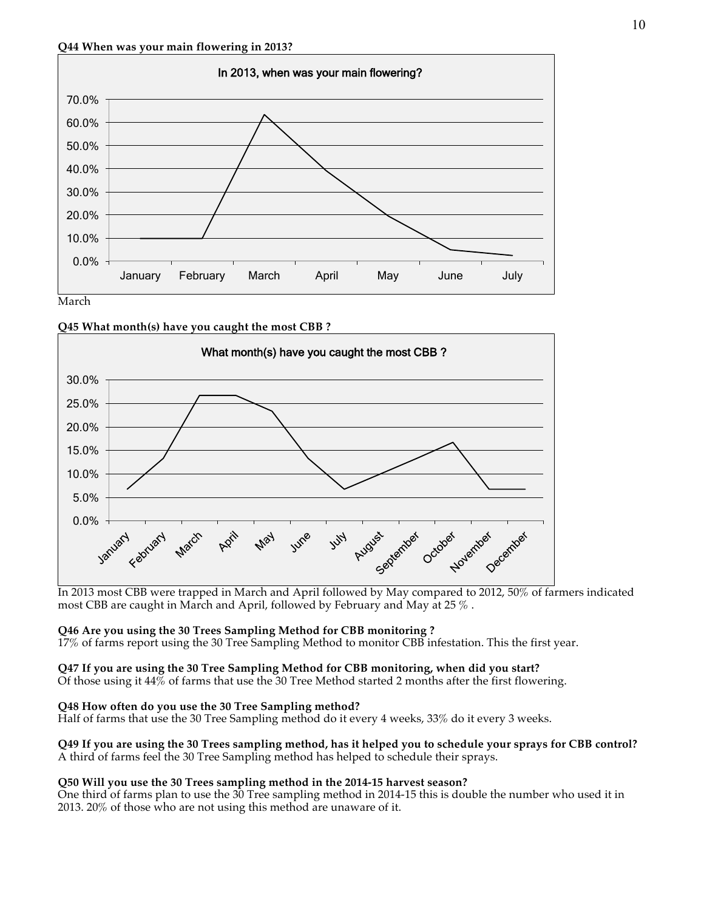**Q44 When was your main flowering in 2013?**

March

**Q45 What month(s) have you caught the most CBB ?**

In 2013 most CBB were trapped in March and April followed by May compared to 2012, 50% of farmers indicated most CBB are caught in March and April, followed by February and May at 25 % .

**Q46 Are you using the 30 Trees Sampling Method for CBB monitoring ?**

17% of farms report using the 30 Tree Sampling Method to monitor CBB infestation. This the first year.

**Q47 If you are using the 30 Tree Sampling Method for CBB monitoring, when did you start?**

Of those using it 44% of farms that use the 30 Tree Method started 2 months after the first flowering.

**Q48 How often do you use the 30 Tree Sampling method?**

Half of farms that use the 30 Tree Sampling method do it every 4 weeks, 33% do it every 3 weeks.

**Q49 If you are using the 30 Trees sampling method, has it helped you to schedule your sprays for CBB control?**

A third of farms feel the 30 Tree Sampling method has helped to schedule their sprays.

**Q50 Will you use the 30 Trees sampling method in the 2014-15 harvest season?**

One third of farms plan to use the 30 Tree sampling method in 2014-15 this is double the number who used it in 2013. 20% of those who are not using this method are unaware of it.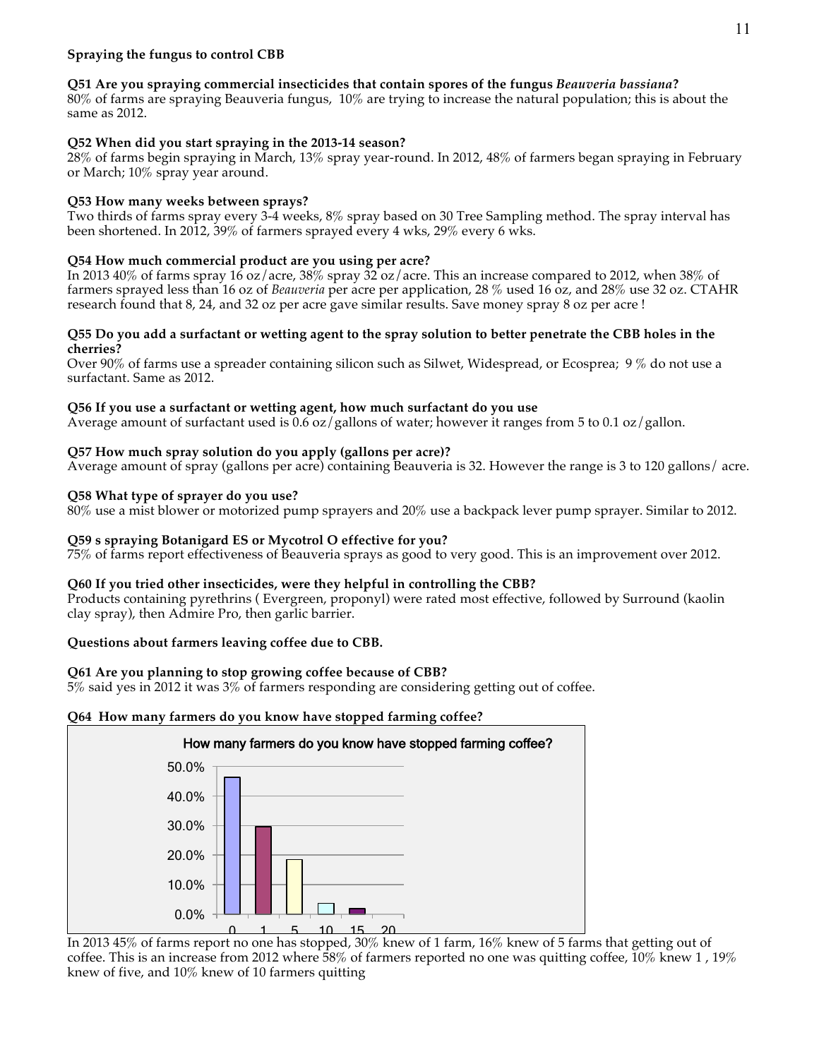**Spraying the fungus to control CBB**

**Q51 Are you spraying commercial insecticides that contain spores of the fungus *Beauveria bassiana*?**
80% of farms are spraying Beauveria fungus, 10% are trying to increase the natural population; this is about the same as 2012.

**Q52 When did you start spraying in the 2013-14 season?**
28% of farms begin spraying in March, 13% spray year-round. In 2012, 48% of farmers began spraying in February or March; 10% spray year around.

**Q53 How many weeks between sprays?**
Two thirds of farms spray every 3-4 weeks, 8% spray based on 30 Tree Sampling method. The spray interval has been shortened. In 2012, 39% of farmers sprayed every 4 wks, 29% every 6 wks.

**Q54 How much commercial product are you using per acre?**
In 2013 40% of farms spray 16 oz/acre, 38% spray 32 oz/acre. This an increase compared to 2012, when 38% of farmers sprayed less than 16 oz of *Beauveria* per acre per application, 28 % used 16 oz, and 28% use 32 oz. CTAHR research found that 8, 24, and 32 oz per acre gave similar results. Save money spray 8 oz per acre !

**Q55 Do you add a surfactant or wetting agent to the spray solution to better penetrate the CBB holes in the cherries?**
Over 90% of farms use a spreader containing silicon such as Silwet, Widespread, or Ecosprea; 9 % do not use a surfactant. Same as 2012.

**Q56 If you use a surfactant or wetting agent, how much surfactant do you use**
Average amount of surfactant used is 0.6 oz/gallons of water; however it ranges from 5 to 0.1 oz/gallon.

**Q57 How much spray solution do you apply (gallons per acre)?**
Average amount of spray (gallons per acre) containing Beauveria is 32. However the range is 3 to 120 gallons/ acre.

**Q58 What type of sprayer do you use?**
80% use a mist blower or motorized pump sprayers and 20% use a backpack lever pump sprayer. Similar to 2012.

**Q59 s spraying Botanigard ES or Mycotrol O effective for you?**
75% of farms report effectiveness of Beauveria sprays as good to very good. This is an improvement over 2012.

**Q60 If you tried other insecticides, were they helpful in controlling the CBB?**
Products containing pyrethrins ( Evergreen, proponyl) were rated most effective, followed by Surround (kaolin clay spray), then Admire Pro, then garlic barrier.

**Questions about farmers leaving coffee due to CBB.**

**Q61 Are you planning to stop growing coffee because of CBB?**
5% said yes in 2012 it was 3% of farmers responding are considering getting out of coffee.

**Q64 How many farmers do you know have stopped farming coffee?**

How many farmers do you know have stopped farming coffee?

| Number of farmers | Percent |
|---|---|
| 0 | ~46% |
| 1 | ~30% |
| 5 | ~18% |
| 10 | ~4% |
| 15 | ~2% |
| 20 | 0% |

In 2013 45% of farms report no one has stopped, 30% knew of 1 farm, 16% knew of 5 farms that getting out of coffee. This is an increase from 2012 where 58% of farmers reported no one was quitting coffee, 10% knew 1 , 19% knew of five, and 10% knew of 10 farmers quitting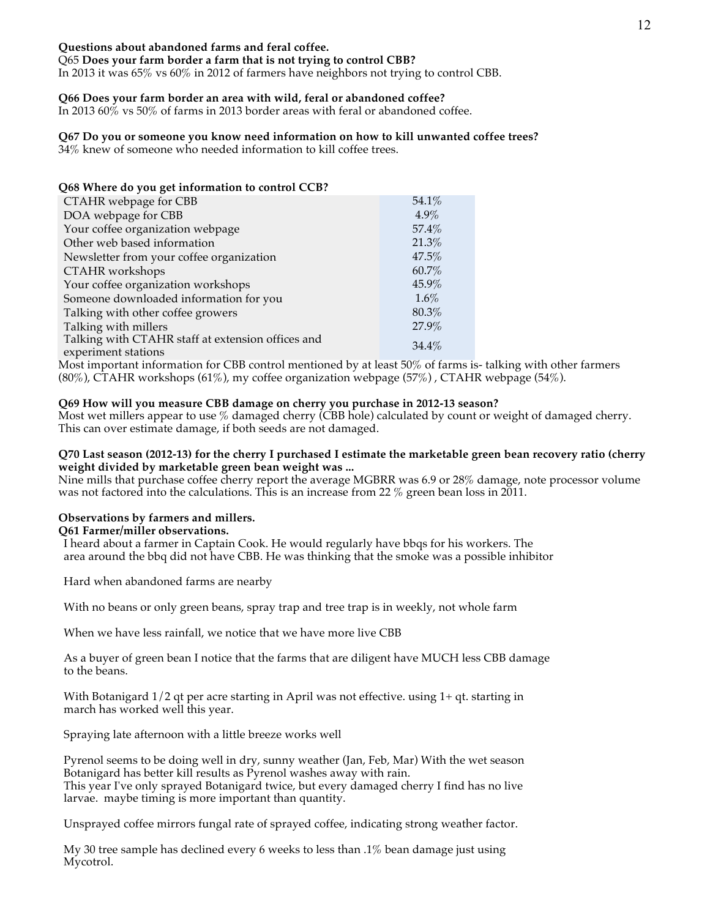**Questions about abandoned farms and feral coffee.**

Q65 **Does your farm border a farm that is not trying to control CBB?**

In 2013 it was 65% vs 60% in 2012 of farmers have neighbors not trying to control CBB.

**Q66 Does your farm border an area with wild, feral or abandoned coffee?**

In 2013 60% vs 50% of farms in 2013 border areas with feral or abandoned coffee.

**Q67 Do you or someone you know need information on how to kill unwanted coffee trees?**

34% knew of someone who needed information to kill coffee trees.

**Q68 Where do you get information to control CCB?**

| Source | % |
|---|---|
| CTAHR webpage for CBB | 54.1% |
| DOA webpage for CBB | 4.9% |
| Your coffee organization webpage | 57.4% |
| Other web based information | 21.3% |
| Newsletter from your coffee organization | 47.5% |
| CTAHR workshops | 60.7% |
| Your coffee organization workshops | 45.9% |
| Someone downloaded information for you | 1.6% |
| Talking with other coffee growers | 80.3% |
| Talking with millers | 27.9% |
| Talking with CTAHR staff at extension offices and experiment stations | 34.4% |

Most important information for CBB control mentioned by at least 50% of farms is- talking with other farmers (80%), CTAHR workshops (61%), my coffee organization webpage (57%) , CTAHR webpage (54%).

**Q69 How will you measure CBB damage on cherry you purchase in 2012-13 season?**

Most wet millers appear to use % damaged cherry (CBB hole) calculated by count or weight of damaged cherry. This can over estimate damage, if both seeds are not damaged.

**Q70 Last season (2012-13) for the cherry I purchased I estimate the marketable green bean recovery ratio (cherry weight divided by marketable green bean weight was ...**

Nine mills that purchase coffee cherry report the average MGBRR was 6.9 or 28% damage, note processor volume was not factored into the calculations. This is an increase from 22 % green bean loss in 2011.

**Observations by farmers and millers.**

**Q61 Farmer/miller observations.**

I heard about a farmer in Captain Cook. He would regularly have bbqs for his workers. The area around the bbq did not have CBB. He was thinking that the smoke was a possible inhibitor

Hard when abandoned farms are nearby

With no beans or only green beans, spray trap and tree trap is in weekly, not whole farm

When we have less rainfall, we notice that we have more live CBB

As a buyer of green bean I notice that the farms that are diligent have MUCH less CBB damage to the beans.

With Botanigard 1/2 qt per acre starting in April was not effective. using 1+ qt. starting in march has worked well this year.

Spraying late afternoon with a little breeze works well

Pyrenol seems to be doing well in dry, sunny weather (Jan, Feb, Mar) With the wet season Botanigard has better kill results as Pyrenol washes away with rain.
This year I've only sprayed Botanigard twice, but every damaged cherry I find has no live larvae. maybe timing is more important than quantity.

Unsprayed coffee mirrors fungal rate of sprayed coffee, indicating strong weather factor.

My 30 tree sample has declined every 6 weeks to less than .1% bean damage just using Mycotrol.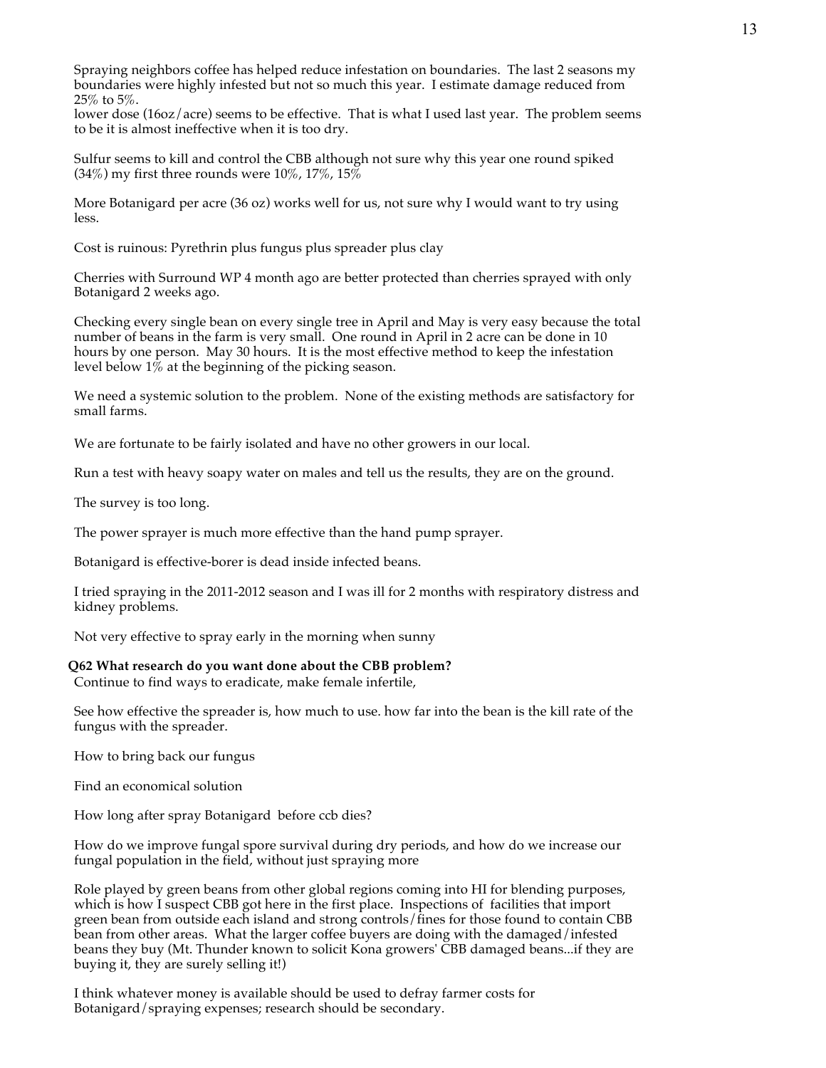Spraying neighbors coffee has helped reduce infestation on boundaries. The last 2 seasons my boundaries were highly infested but not so much this year. I estimate damage reduced from 25% to 5%.
lower dose (16oz/acre) seems to be effective. That is what I used last year. The problem seems to be it is almost ineffective when it is too dry.

Sulfur seems to kill and control the CBB although not sure why this year one round spiked (34%) my first three rounds were 10%, 17%, 15%

More Botanigard per acre (36 oz) works well for us, not sure why I would want to try using less.

Cost is ruinous: Pyrethrin plus fungus plus spreader plus clay

Cherries with Surround WP 4 month ago are better protected than cherries sprayed with only Botanigard 2 weeks ago.

Checking every single bean on every single tree in April and May is very easy because the total number of beans in the farm is very small. One round in April in 2 acre can be done in 10 hours by one person. May 30 hours. It is the most effective method to keep the infestation level below 1% at the beginning of the picking season.

We need a systemic solution to the problem. None of the existing methods are satisfactory for small farms.

We are fortunate to be fairly isolated and have no other growers in our local.

Run a test with heavy soapy water on males and tell us the results, they are on the ground.

The survey is too long.

The power sprayer is much more effective than the hand pump sprayer.

Botanigard is effective-borer is dead inside infected beans.

I tried spraying in the 2011-2012 season and I was ill for 2 months with respiratory distress and kidney problems.

Not very effective to spray early in the morning when sunny

**Q62 What research do you want done about the CBB problem?**

Continue to find ways to eradicate, make female infertile,

See how effective the spreader is, how much to use. how far into the bean is the kill rate of the fungus with the spreader.

How to bring back our fungus

Find an economical solution

How long after spray Botanigard before ccb dies?

How do we improve fungal spore survival during dry periods, and how do we increase our fungal population in the field, without just spraying more

Role played by green beans from other global regions coming into HI for blending purposes, which is how I suspect CBB got here in the first place. Inspections of facilities that import green bean from outside each island and strong controls/fines for those found to contain CBB bean from other areas. What the larger coffee buyers are doing with the damaged/infested beans they buy (Mt. Thunder known to solicit Kona growers' CBB damaged beans...if they are buying it, they are surely selling it!)

I think whatever money is available should be used to defray farmer costs for Botanigard/spraying expenses; research should be secondary.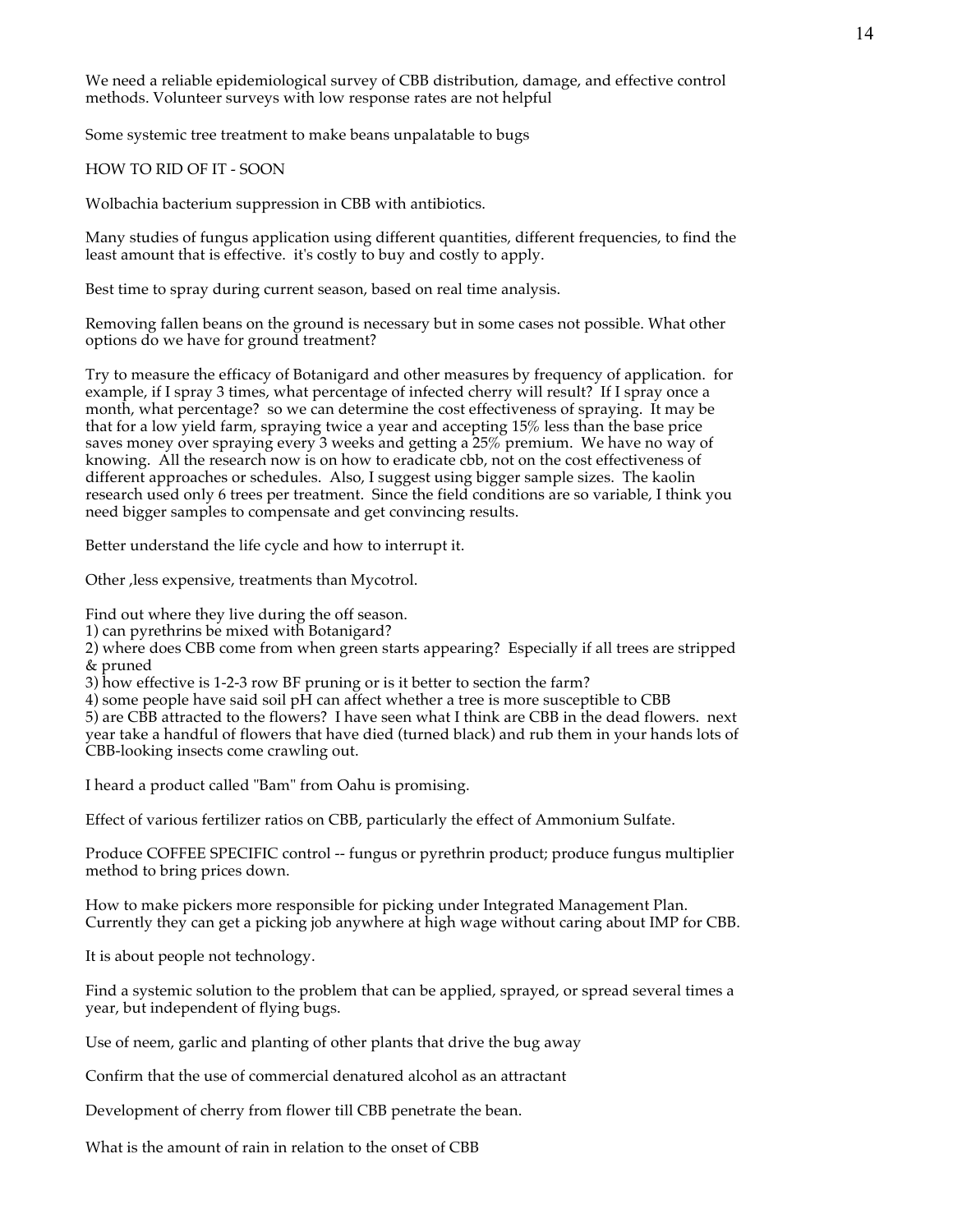We need a reliable epidemiological survey of CBB distribution, damage, and effective control methods. Volunteer surveys with low response rates are not helpful

Some systemic tree treatment to make beans unpalatable to bugs

HOW TO RID OF IT - SOON

Wolbachia bacterium suppression in CBB with antibiotics.

Many studies of fungus application using different quantities, different frequencies, to find the least amount that is effective. it's costly to buy and costly to apply.

Best time to spray during current season, based on real time analysis.

Removing fallen beans on the ground is necessary but in some cases not possible. What other options do we have for ground treatment?

Try to measure the efficacy of Botanigard and other measures by frequency of application. for example, if I spray 3 times, what percentage of infected cherry will result? If I spray once a month, what percentage? so we can determine the cost effectiveness of spraying. It may be that for a low yield farm, spraying twice a year and accepting 15% less than the base price saves money over spraying every 3 weeks and getting a 25% premium. We have no way of knowing. All the research now is on how to eradicate cbb, not on the cost effectiveness of different approaches or schedules. Also, I suggest using bigger sample sizes. The kaolin research used only 6 trees per treatment. Since the field conditions are so variable, I think you need bigger samples to compensate and get convincing results.

Better understand the life cycle and how to interrupt it.

Other ,less expensive, treatments than Mycotrol.

Find out where they live during the off season.
1) can pyrethrins be mixed with Botanigard?
2) where does CBB come from when green starts appearing? Especially if all trees are stripped & pruned
3) how effective is 1-2-3 row BF pruning or is it better to section the farm?
4) some people have said soil pH can affect whether a tree is more susceptible to CBB
5) are CBB attracted to the flowers? I have seen what I think are CBB in the dead flowers. next year take a handful of flowers that have died (turned black) and rub them in your hands lots of CBB-looking insects come crawling out.

I heard a product called "Bam" from Oahu is promising.

Effect of various fertilizer ratios on CBB, particularly the effect of Ammonium Sulfate.

Produce COFFEE SPECIFIC control -- fungus or pyrethrin product; produce fungus multiplier method to bring prices down.

How to make pickers more responsible for picking under Integrated Management Plan. Currently they can get a picking job anywhere at high wage without caring about IMP for CBB.

It is about people not technology.

Find a systemic solution to the problem that can be applied, sprayed, or spread several times a year, but independent of flying bugs.

Use of neem, garlic and planting of other plants that drive the bug away

Confirm that the use of commercial denatured alcohol as an attractant

Development of cherry from flower till CBB penetrate the bean.

What is the amount of rain in relation to the onset of CBB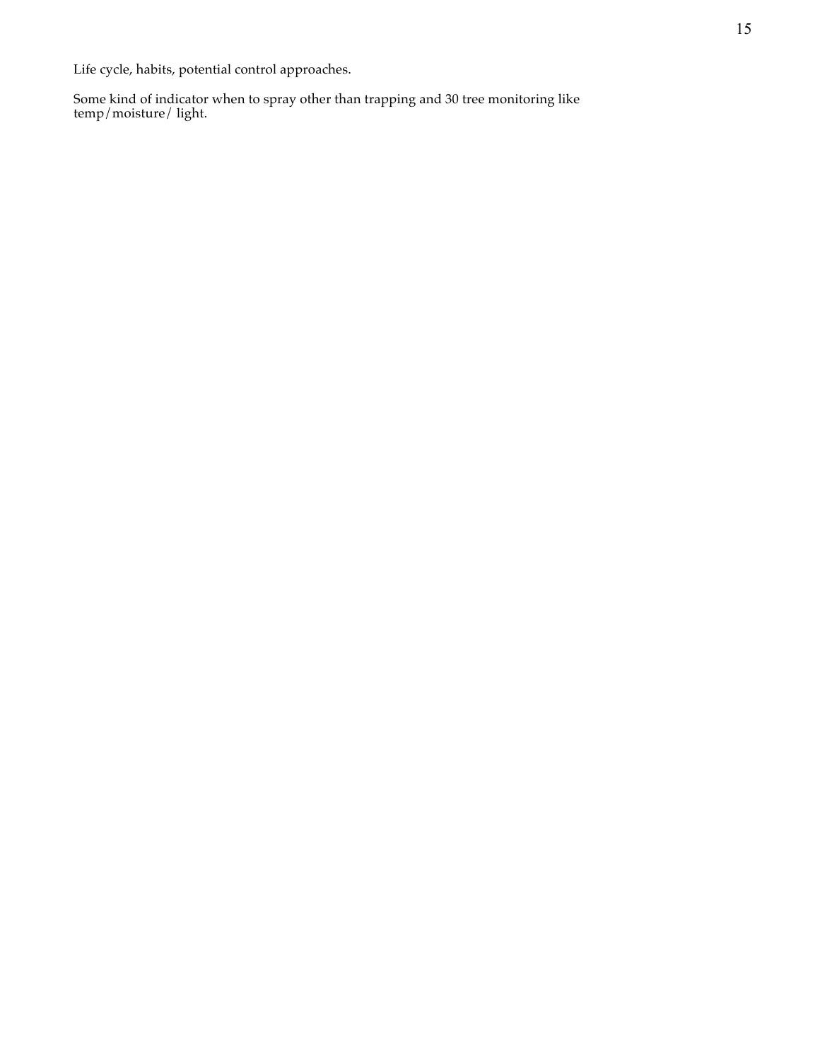Life cycle, habits, potential control approaches.

Some kind of indicator when to spray other than trapping and 30 tree monitoring like temp/moisture/ light.